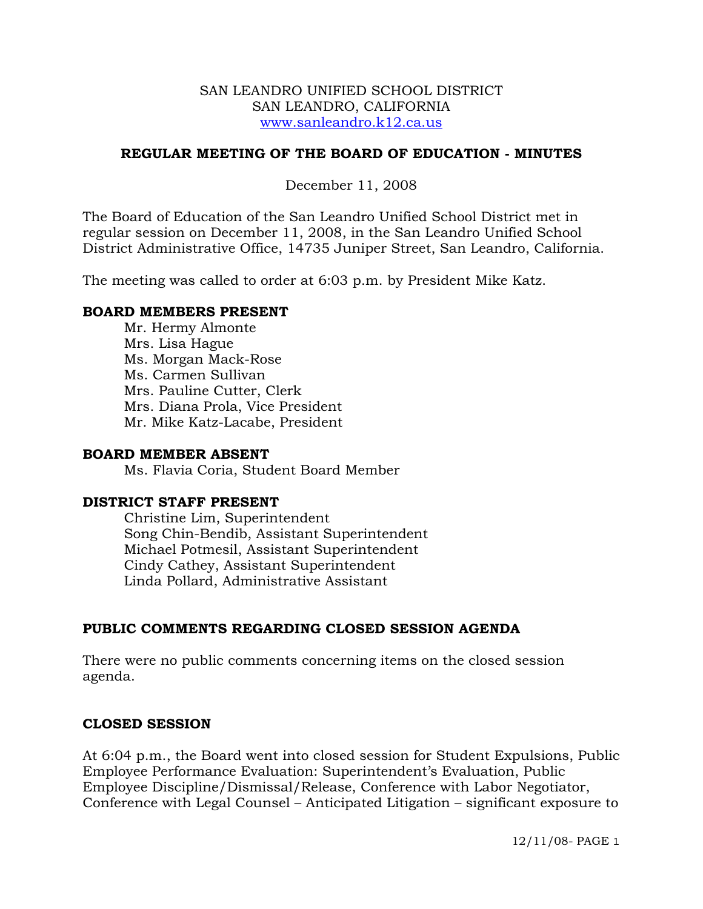SAN LEANDRO UNIFIED SCHOOL DISTRICT
SAN LEANDRO, CALIFORNIA
www.sanleandro.k12.ca.us

## REGULAR MEETING OF THE BOARD OF EDUCATION - MINUTES

December 11, 2008

The Board of Education of the San Leandro Unified School District met in regular session on December 11, 2008, in the San Leandro Unified School District Administrative Office, 14735 Juniper Street, San Leandro, California.

The meeting was called to order at 6:03 p.m. by President Mike Katz.

### BOARD MEMBERS PRESENT

Mr. Hermy Almonte
Mrs. Lisa Hague
Ms. Morgan Mack-Rose
Ms. Carmen Sullivan
Mrs. Pauline Cutter, Clerk
Mrs. Diana Prola, Vice President
Mr. Mike Katz-Lacabe, President

### BOARD MEMBER ABSENT

Ms. Flavia Coria, Student Board Member

### DISTRICT STAFF PRESENT

Christine Lim, Superintendent
Song Chin-Bendib, Assistant Superintendent
Michael Potmesil, Assistant Superintendent
Cindy Cathey, Assistant Superintendent
Linda Pollard, Administrative Assistant

### PUBLIC COMMENTS REGARDING CLOSED SESSION AGENDA

There were no public comments concerning items on the closed session agenda.

### CLOSED SESSION

At 6:04 p.m., the Board went into closed session for Student Expulsions, Public Employee Performance Evaluation: Superintendent's Evaluation, Public Employee Discipline/Dismissal/Release, Conference with Labor Negotiator, Conference with Legal Counsel – Anticipated Litigation – significant exposure to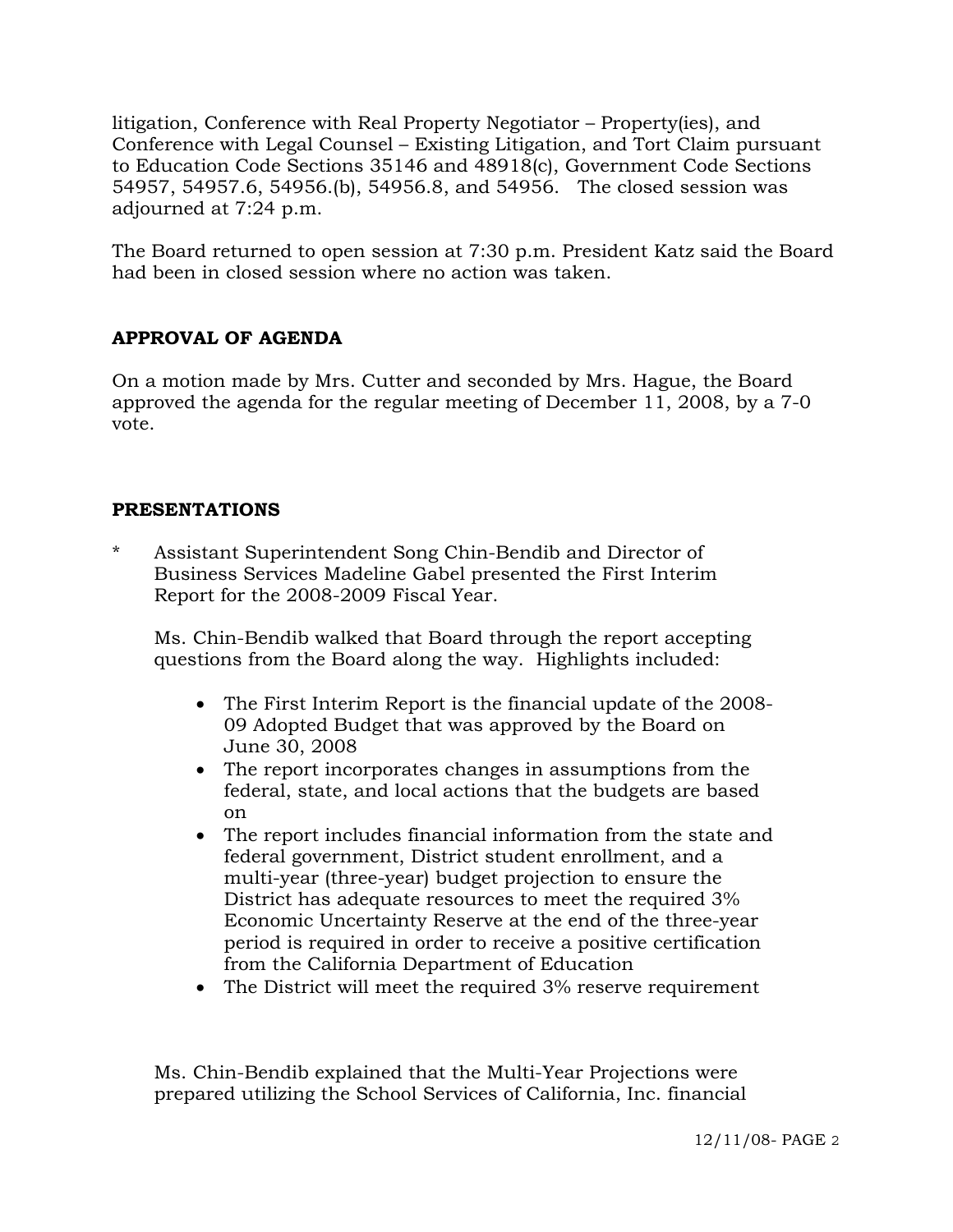litigation, Conference with Real Property Negotiator – Property(ies), and Conference with Legal Counsel – Existing Litigation, and Tort Claim pursuant to Education Code Sections 35146 and 48918(c), Government Code Sections 54957, 54957.6, 54956.(b), 54956.8, and 54956. The closed session was adjourned at 7:24 p.m.

The Board returned to open session at 7:30 p.m. President Katz said the Board had been in closed session where no action was taken.

## APPROVAL OF AGENDA

On a motion made by Mrs. Cutter and seconded by Mrs. Hague, the Board approved the agenda for the regular meeting of December 11, 2008, by a 7-0 vote.

## PRESENTATIONS

* Assistant Superintendent Song Chin-Bendib and Director of Business Services Madeline Gabel presented the First Interim Report for the 2008-2009 Fiscal Year.

  Ms. Chin-Bendib walked that Board through the report accepting questions from the Board along the way. Highlights included:

  - The First Interim Report is the financial update of the 2008-09 Adopted Budget that was approved by the Board on June 30, 2008
  - The report incorporates changes in assumptions from the federal, state, and local actions that the budgets are based on
  - The report includes financial information from the state and federal government, District student enrollment, and a multi-year (three-year) budget projection to ensure the District has adequate resources to meet the required 3% Economic Uncertainty Reserve at the end of the three-year period is required in order to receive a positive certification from the California Department of Education
  - The District will meet the required 3% reserve requirement

  Ms. Chin-Bendib explained that the Multi-Year Projections were prepared utilizing the School Services of California, Inc. financial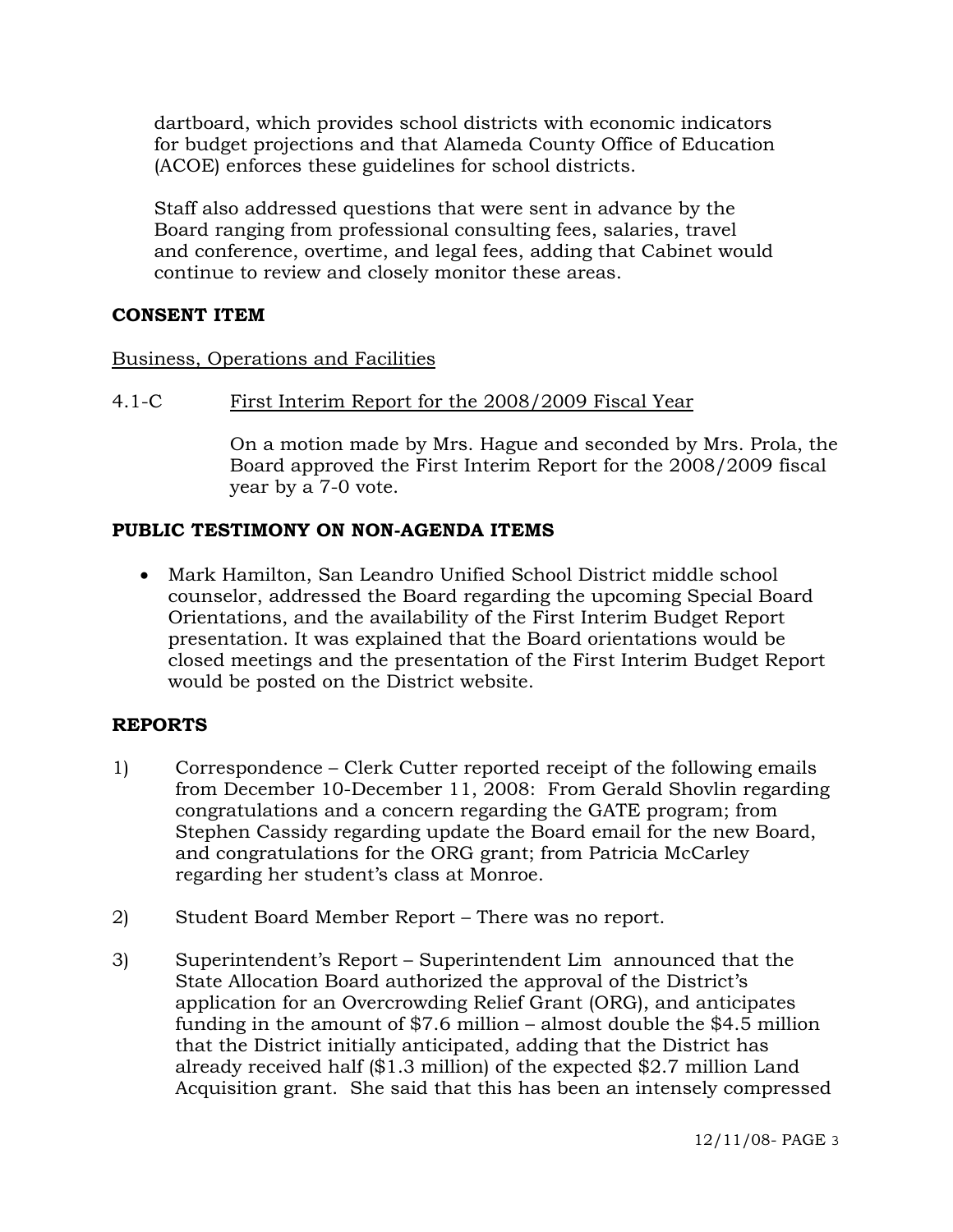dartboard, which provides school districts with economic indicators for budget projections and that Alameda County Office of Education (ACOE) enforces these guidelines for school districts.

Staff also addressed questions that were sent in advance by the Board ranging from professional consulting fees, salaries, travel and conference, overtime, and legal fees, adding that Cabinet would continue to review and closely monitor these areas.

**CONSENT ITEM**

Business, Operations and Facilities

4.1-C First Interim Report for the 2008/2009 Fiscal Year

On a motion made by Mrs. Hague and seconded by Mrs. Prola, the Board approved the First Interim Report for the 2008/2009 fiscal year by a 7-0 vote.

**PUBLIC TESTIMONY ON NON-AGENDA ITEMS**

- Mark Hamilton, San Leandro Unified School District middle school counselor, addressed the Board regarding the upcoming Special Board Orientations, and the availability of the First Interim Budget Report presentation. It was explained that the Board orientations would be closed meetings and the presentation of the First Interim Budget Report would be posted on the District website.

**REPORTS**

1) Correspondence – Clerk Cutter reported receipt of the following emails from December 10-December 11, 2008: From Gerald Shovlin regarding congratulations and a concern regarding the GATE program; from Stephen Cassidy regarding update the Board email for the new Board, and congratulations for the ORG grant; from Patricia McCarley regarding her student's class at Monroe.

2) Student Board Member Report – There was no report.

3) Superintendent's Report – Superintendent Lim announced that the State Allocation Board authorized the approval of the District's application for an Overcrowding Relief Grant (ORG), and anticipates funding in the amount of $7.6 million – almost double the $4.5 million that the District initially anticipated, adding that the District has already received half ($1.3 million) of the expected $2.7 million Land Acquisition grant. She said that this has been an intensely compressed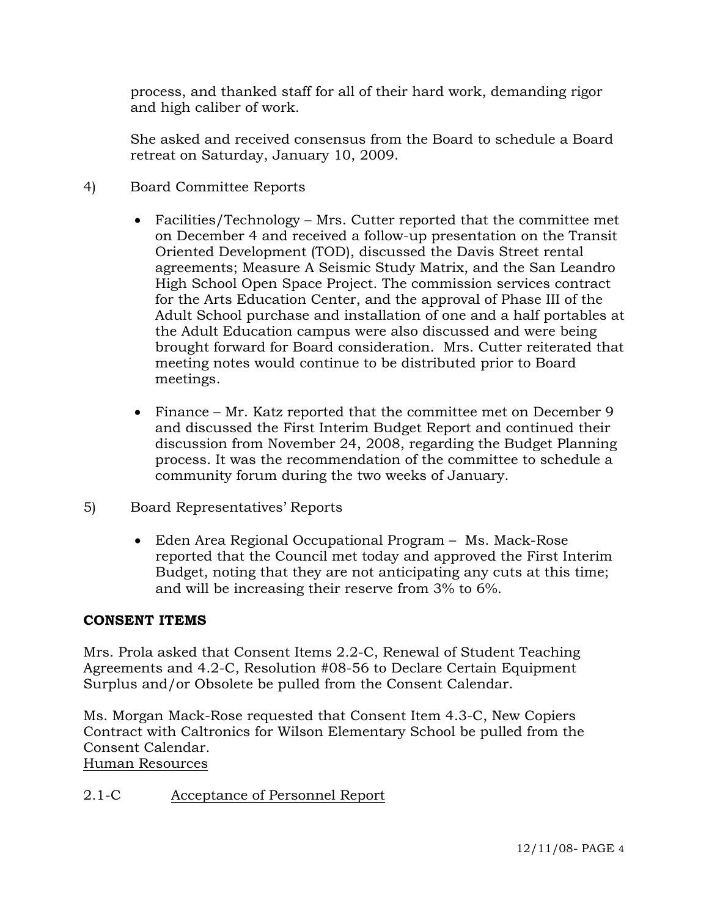process, and thanked staff for all of their hard work, demanding rigor and high caliber of work.

She asked and received consensus from the Board to schedule a Board retreat on Saturday, January 10, 2009.

4) Board Committee Reports

- Facilities/Technology – Mrs. Cutter reported that the committee met on December 4 and received a follow-up presentation on the Transit Oriented Development (TOD), discussed the Davis Street rental agreements; Measure A Seismic Study Matrix, and the San Leandro High School Open Space Project. The commission services contract for the Arts Education Center, and the approval of Phase III of the Adult School purchase and installation of one and a half portables at the Adult Education campus were also discussed and were being brought forward for Board consideration. Mrs. Cutter reiterated that meeting notes would continue to be distributed prior to Board meetings.

- Finance – Mr. Katz reported that the committee met on December 9 and discussed the First Interim Budget Report and continued their discussion from November 24, 2008, regarding the Budget Planning process. It was the recommendation of the committee to schedule a community forum during the two weeks of January.

5) Board Representatives' Reports

- Eden Area Regional Occupational Program – Ms. Mack-Rose reported that the Council met today and approved the First Interim Budget, noting that they are not anticipating any cuts at this time; and will be increasing their reserve from 3% to 6%.

**CONSENT ITEMS**

Mrs. Prola asked that Consent Items 2.2-C, Renewal of Student Teaching Agreements and 4.2-C, Resolution #08-56 to Declare Certain Equipment Surplus and/or Obsolete be pulled from the Consent Calendar.

Ms. Morgan Mack-Rose requested that Consent Item 4.3-C, New Copiers Contract with Caltronics for Wilson Elementary School be pulled from the Consent Calendar.

<u>Human Resources</u>

2.1-C <u>Acceptance of Personnel Report</u>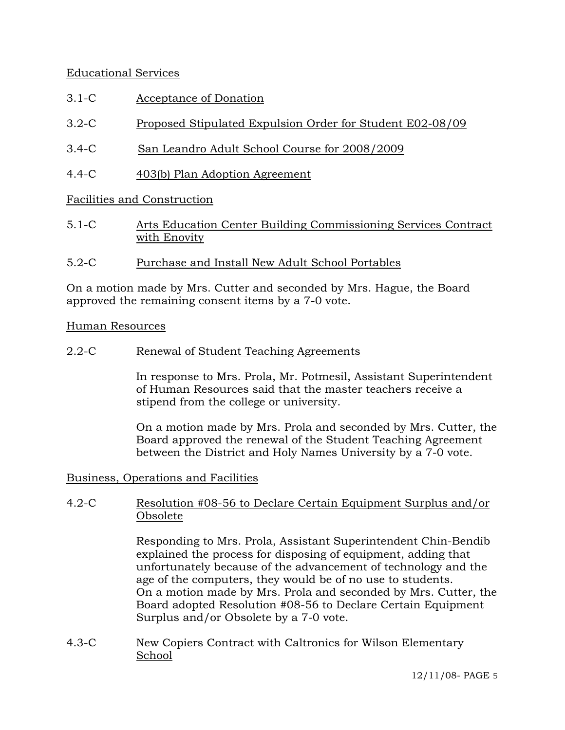Educational Services

3.1-C Acceptance of Donation

3.2-C Proposed Stipulated Expulsion Order for Student E02-08/09

3.4-C San Leandro Adult School Course for 2008/2009

4.4-C 403(b) Plan Adoption Agreement

Facilities and Construction

5.1-C Arts Education Center Building Commissioning Services Contract with Enovity

5.2-C Purchase and Install New Adult School Portables

On a motion made by Mrs. Cutter and seconded by Mrs. Hague, the Board approved the remaining consent items by a 7-0 vote.

Human Resources

2.2-C Renewal of Student Teaching Agreements

In response to Mrs. Prola, Mr. Potmesil, Assistant Superintendent of Human Resources said that the master teachers receive a stipend from the college or university.

On a motion made by Mrs. Prola and seconded by Mrs. Cutter, the Board approved the renewal of the Student Teaching Agreement between the District and Holy Names University by a 7-0 vote.

Business, Operations and Facilities

4.2-C Resolution #08-56 to Declare Certain Equipment Surplus and/or Obsolete

Responding to Mrs. Prola, Assistant Superintendent Chin-Bendib explained the process for disposing of equipment, adding that unfortunately because of the advancement of technology and the age of the computers, they would be of no use to students. On a motion made by Mrs. Prola and seconded by Mrs. Cutter, the Board adopted Resolution #08-56 to Declare Certain Equipment Surplus and/or Obsolete by a 7-0 vote.

4.3-C New Copiers Contract with Caltronics for Wilson Elementary School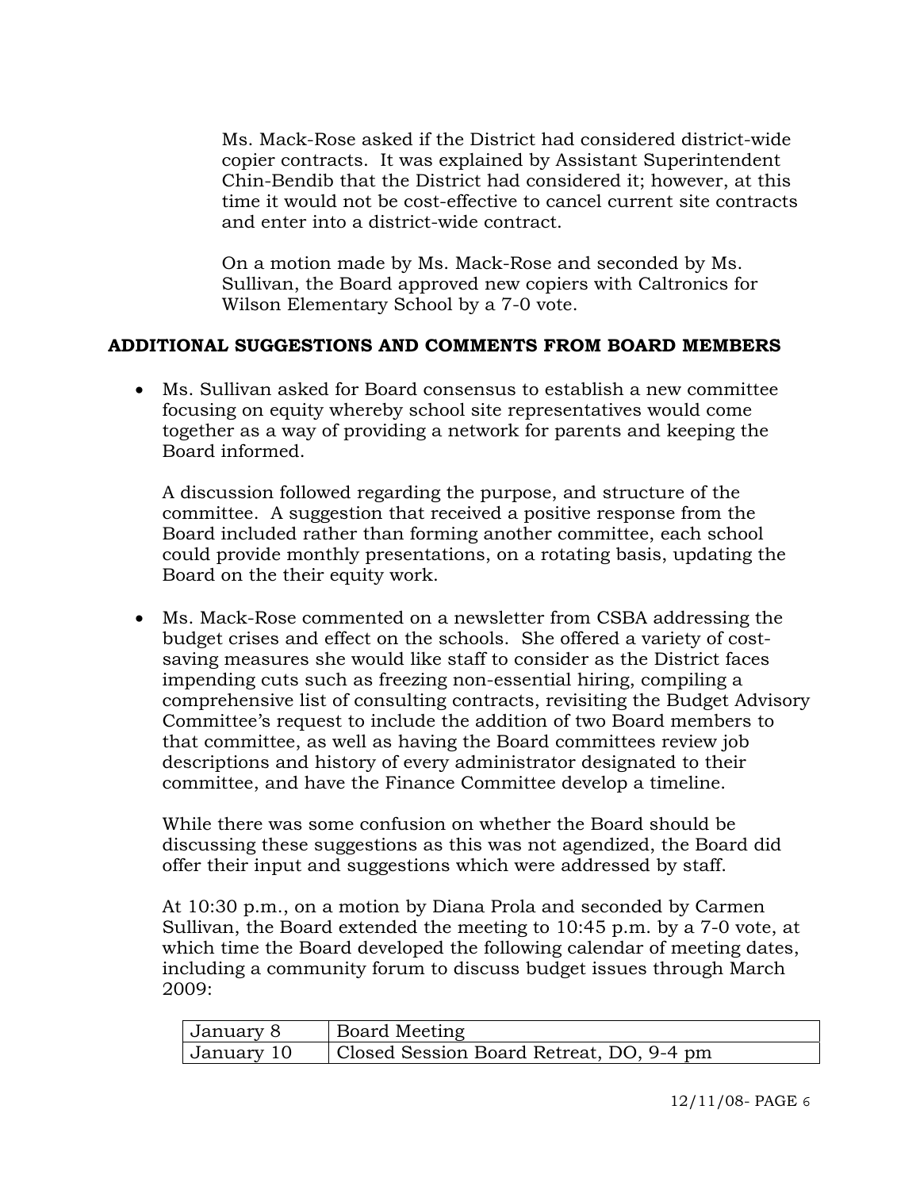Ms. Mack-Rose asked if the District had considered district-wide copier contracts. It was explained by Assistant Superintendent Chin-Bendib that the District had considered it; however, at this time it would not be cost-effective to cancel current site contracts and enter into a district-wide contract.

On a motion made by Ms. Mack-Rose and seconded by Ms. Sullivan, the Board approved new copiers with Caltronics for Wilson Elementary School by a 7-0 vote.

**ADDITIONAL SUGGESTIONS AND COMMENTS FROM BOARD MEMBERS**

- Ms. Sullivan asked for Board consensus to establish a new committee focusing on equity whereby school site representatives would come together as a way of providing a network for parents and keeping the Board informed.

  A discussion followed regarding the purpose, and structure of the committee. A suggestion that received a positive response from the Board included rather than forming another committee, each school could provide monthly presentations, on a rotating basis, updating the Board on the their equity work.

- Ms. Mack-Rose commented on a newsletter from CSBA addressing the budget crises and effect on the schools. She offered a variety of cost-saving measures she would like staff to consider as the District faces impending cuts such as freezing non-essential hiring, compiling a comprehensive list of consulting contracts, revisiting the Budget Advisory Committee's request to include the addition of two Board members to that committee, as well as having the Board committees review job descriptions and history of every administrator designated to their committee, and have the Finance Committee develop a timeline.

  While there was some confusion on whether the Board should be discussing these suggestions as this was not agendized, the Board did offer their input and suggestions which were addressed by staff.

  At 10:30 p.m., on a motion by Diana Prola and seconded by Carmen Sullivan, the Board extended the meeting to 10:45 p.m. by a 7-0 vote, at which time the Board developed the following calendar of meeting dates, including a community forum to discuss budget issues through March 2009:

| | |
|---|---|
| January 8 | Board Meeting |
| January 10 | Closed Session Board Retreat, DO, 9-4 pm |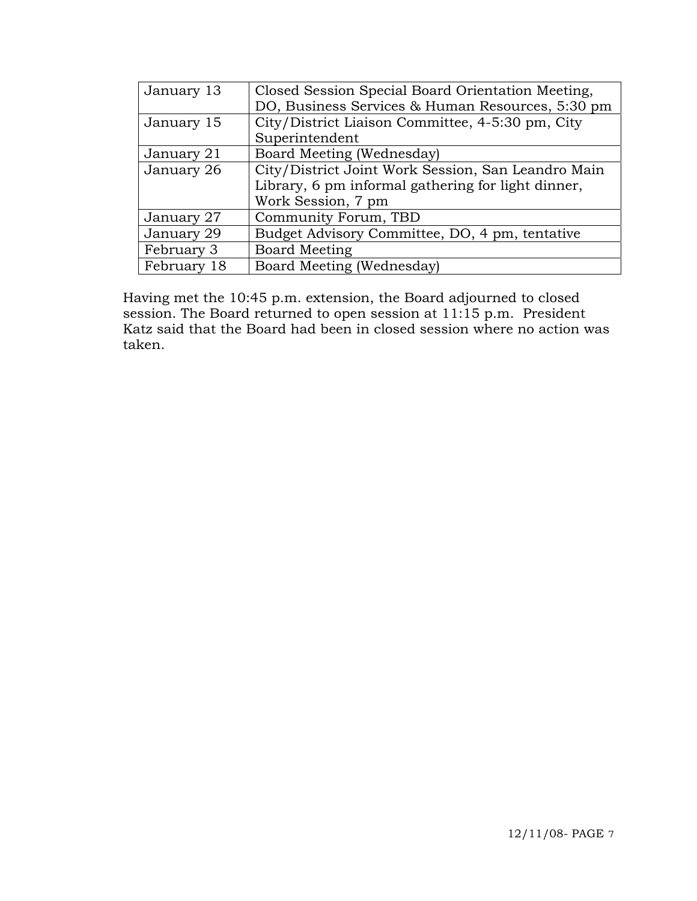| | |
|---|---|
| January 13 | Closed Session Special Board Orientation Meeting, DO, Business Services & Human Resources, 5:30 pm |
| January 15 | City/District Liaison Committee, 4-5:30 pm, City Superintendent |
| January 21 | Board Meeting (Wednesday) |
| January 26 | City/District Joint Work Session, San Leandro Main Library, 6 pm informal gathering for light dinner, Work Session, 7 pm |
| January 27 | Community Forum, TBD |
| January 29 | Budget Advisory Committee, DO, 4 pm, tentative |
| February 3 | Board Meeting |
| February 18 | Board Meeting (Wednesday) |

Having met the 10:45 p.m. extension, the Board adjourned to closed session. The Board returned to open session at 11:15 p.m. President Katz said that the Board had been in closed session where no action was taken.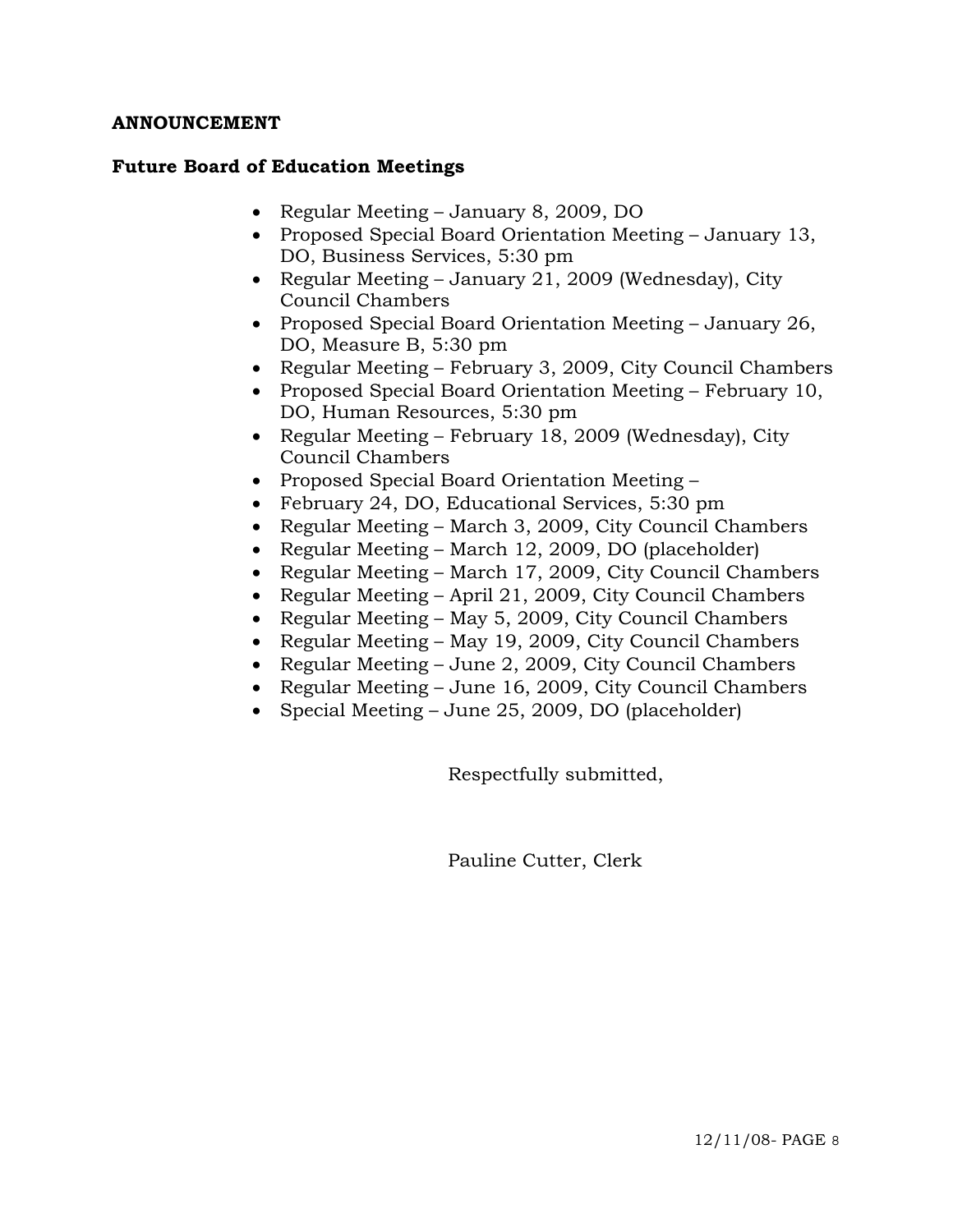**ANNOUNCEMENT**

**Future Board of Education Meetings**

- Regular Meeting – January 8, 2009, DO
- Proposed Special Board Orientation Meeting – January 13, DO, Business Services, 5:30 pm
- Regular Meeting – January 21, 2009 (Wednesday), City Council Chambers
- Proposed Special Board Orientation Meeting – January 26, DO, Measure B, 5:30 pm
- Regular Meeting – February 3, 2009, City Council Chambers
- Proposed Special Board Orientation Meeting – February 10, DO, Human Resources, 5:30 pm
- Regular Meeting – February 18, 2009 (Wednesday), City Council Chambers
- Proposed Special Board Orientation Meeting –
- February 24, DO, Educational Services, 5:30 pm
- Regular Meeting – March 3, 2009, City Council Chambers
- Regular Meeting – March 12, 2009, DO (placeholder)
- Regular Meeting – March 17, 2009, City Council Chambers
- Regular Meeting – April 21, 2009, City Council Chambers
- Regular Meeting – May 5, 2009, City Council Chambers
- Regular Meeting – May 19, 2009, City Council Chambers
- Regular Meeting – June 2, 2009, City Council Chambers
- Regular Meeting – June 16, 2009, City Council Chambers
- Special Meeting – June 25, 2009, DO (placeholder)

Respectfully submitted,

Pauline Cutter, Clerk